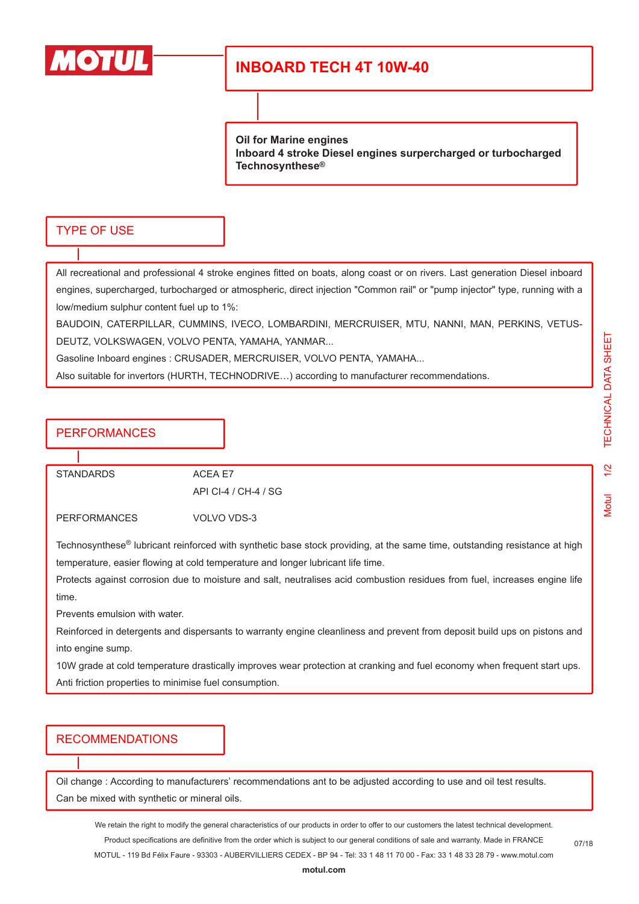MOTUL

# INBOARD TECH 4T 10W-40

**Oil for Marine engines**
**Inboard 4 stroke Diesel engines supercharged or turbocharged**
**Technosynthese®**

## TYPE OF USE

All recreational and professional 4 stroke engines fitted on boats, along coast or on rivers. Last generation Diesel inboard engines, supercharged, turbocharged or atmospheric, direct injection "Common rail" or "pump injector" type, running with a low/medium sulphur content fuel up to 1%:

BAUDOIN, CATERPILLAR, CUMMINS, IVECO, LOMBARDINI, MERCRUISER, MTU, NANNI, MAN, PERKINS, VETUS-DEUTZ, VOLKSWAGEN, VOLVO PENTA, YAMAHA, YANMAR...

Gasoline Inboard engines : CRUSADER, MERCRUISER, VOLVO PENTA, YAMAHA...

Also suitable for invertors (HURTH, TECHNODRIVE…) according to manufacturer recommendations.

## PERFORMANCES

| | |
|---|---|
| STANDARDS | ACEA E7 |
| | API CI-4 / CH-4 / SG |
| PERFORMANCES | VOLVO VDS-3 |

Technosynthese® lubricant reinforced with synthetic base stock providing, at the same time, outstanding resistance at high temperature, easier flowing at cold temperature and longer lubricant life time.

Protects against corrosion due to moisture and salt, neutralises acid combustion residues from fuel, increases engine life time.

Prevents emulsion with water.

Reinforced in detergents and dispersants to warranty engine cleanliness and prevent from deposit build ups on pistons and into engine sump.

10W grade at cold temperature drastically improves wear protection at cranking and fuel economy when frequent start ups.

Anti friction properties to minimise fuel consumption.

## RECOMMENDATIONS

Oil change : According to manufacturers' recommendations ant to be adjusted according to use and oil test results.

Can be mixed with synthetic or mineral oils.

We retain the right to modify the general characteristics of our products in order to offer to our customers the latest technical development.
Product specifications are definitive from the order which is subject to our general conditions of sale and warranty. Made in FRANCE
MOTUL - 119 Bd Félix Faure - 93303 - AUBERVILLIERS CEDEX - BP 94 - Tel: 33 1 48 11 70 00 - Fax: 33 1 48 33 28 79 - www.motul.com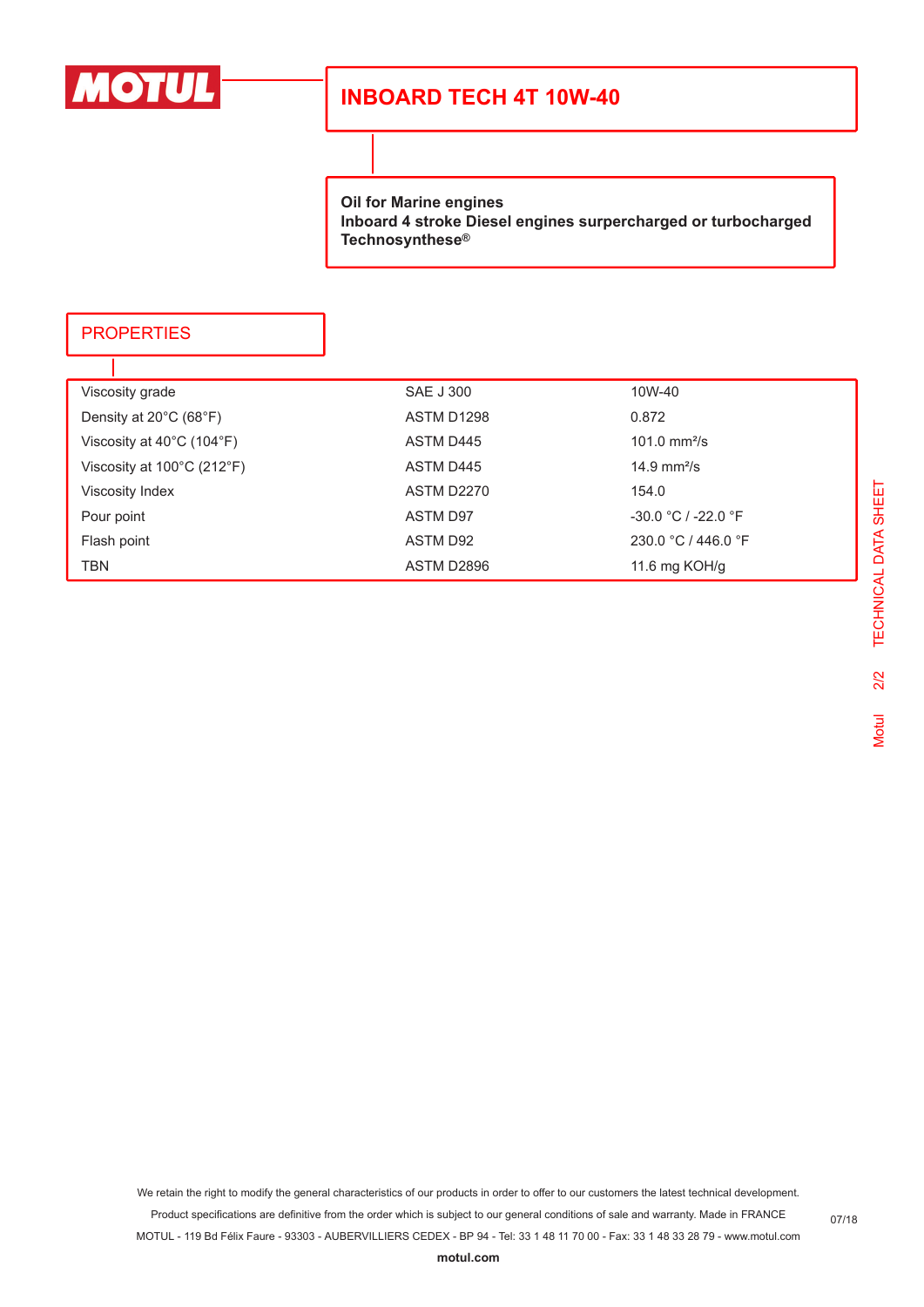# INBOARD TECH 4T 10W-40

**Oil for Marine engines**
**Inboard 4 stroke Diesel engines supercharged or turbocharged**
**Technosynthese®**

## PROPERTIES

| | | |
|---|---|---|
| Viscosity grade | SAE J 300 | 10W-40 |
| Density at 20°C (68°F) | ASTM D1298 | 0.872 |
| Viscosity at 40°C (104°F) | ASTM D445 | 101.0 $mm^2/s$ |
| Viscosity at 100°C (212°F) | ASTM D445 | 14.9 $mm^2/s$ |
| Viscosity Index | ASTM D2270 | 154.0 |
| Pour point | ASTM D97 | -30.0 °C / -22.0 °F |
| Flash point | ASTM D92 | 230.0 °C / 446.0 °F |
| TBN | ASTM D2896 | 11.6 mg KOH/g |

We retain the right to modify the general characteristics of our products in order to offer to our customers the latest technical development.
Product specifications are definitive from the order which is subject to our general conditions of sale and warranty. Made in FRANCE
MOTUL - 119 Bd Félix Faure - 93303 - AUBERVILLIERS CEDEX - BP 94 - Tel: 33 1 48 11 70 00 - Fax: 33 1 48 33 28 79 - www.motul.com

07/18